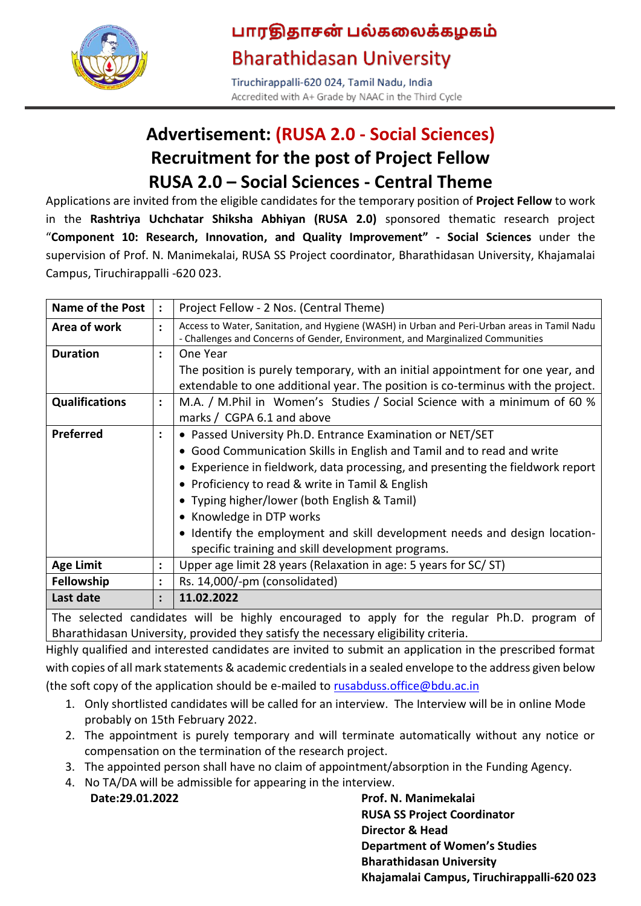பாரதிதாசன் பல்கலைக்கழகம்

Bharathidasan University

Tiruchirappalli-620 024, Tamil Nadu, India

Accredited with A+ Grade by NAAC in the Third Cycle

# Advertisement: (RUSA 2.0 - Social Sciences)
# Recruitment for the post of Project Fellow
# RUSA 2.0 – Social Sciences - Central Theme

Applications are invited from the eligible candidates for the temporary position of **Project Fellow** to work in the **Rashtriya Uchchatar Shiksha Abhiyan (RUSA 2.0)** sponsored thematic research project "**Component 10: Research, Innovation, and Quality Improvement" - Social Sciences** under the supervision of Prof. N. Manimekalai, RUSA SS Project coordinator, Bharathidasan University, Khajamalai Campus, Tiruchirappalli -620 023.

| | | |
|---|---|---|
| **Name of the Post** | : | Project Fellow - 2 Nos. (Central Theme) |
| **Area of work** | : | Access to Water, Sanitation, and Hygiene (WASH) in Urban and Peri-Urban areas in Tamil Nadu - Challenges and Concerns of Gender, Environment, and Marginalized Communities |
| **Duration** | : | One Year<br>The position is purely temporary, with an initial appointment for one year, and extendable to one additional year. The position is co-terminus with the project. |
| **Qualifications** | : | M.A. / M.Phil in Women's Studies / Social Science with a minimum of 60 % marks / CGPA 6.1 and above |
| **Preferred** | : | • Passed University Ph.D. Entrance Examination or NET/SET<br>• Good Communication Skills in English and Tamil and to read and write<br>• Experience in fieldwork, data processing, and presenting the fieldwork report<br>• Proficiency to read & write in Tamil & English<br>• Typing higher/lower (both English & Tamil)<br>• Knowledge in DTP works<br>• Identify the employment and skill development needs and design location-specific training and skill development programs. |
| **Age Limit** | : | Upper age limit 28 years (Relaxation in age: 5 years for SC/ ST) |
| **Fellowship** | : | Rs. 14,000/-pm (consolidated) |
| **Last date** | : | **11.02.2022** |
| The selected candidates will be highly encouraged to apply for the regular Ph.D. program of Bharathidasan University, provided they satisfy the necessary eligibility criteria. | | |

Highly qualified and interested candidates are invited to submit an application in the prescribed format with copies of all mark statements & academic credentials in a sealed envelope to the address given below (the soft copy of the application should be e-mailed to rusabduss.office@bdu.ac.in

1. Only shortlisted candidates will be called for an interview. The Interview will be in online Mode probably on 15th February 2022.
2. The appointment is purely temporary and will terminate automatically without any notice or compensation on the termination of the research project.
3. The appointed person shall have no claim of appointment/absorption in the Funding Agency.
4. No TA/DA will be admissible for appearing in the interview.

**Date:29.01.2022**

**Prof. N. Manimekalai**
**RUSA SS Project Coordinator**
**Director & Head**
**Department of Women's Studies**
**Bharathidasan University**
**Khajamalai Campus, Tiruchirappalli-620 023**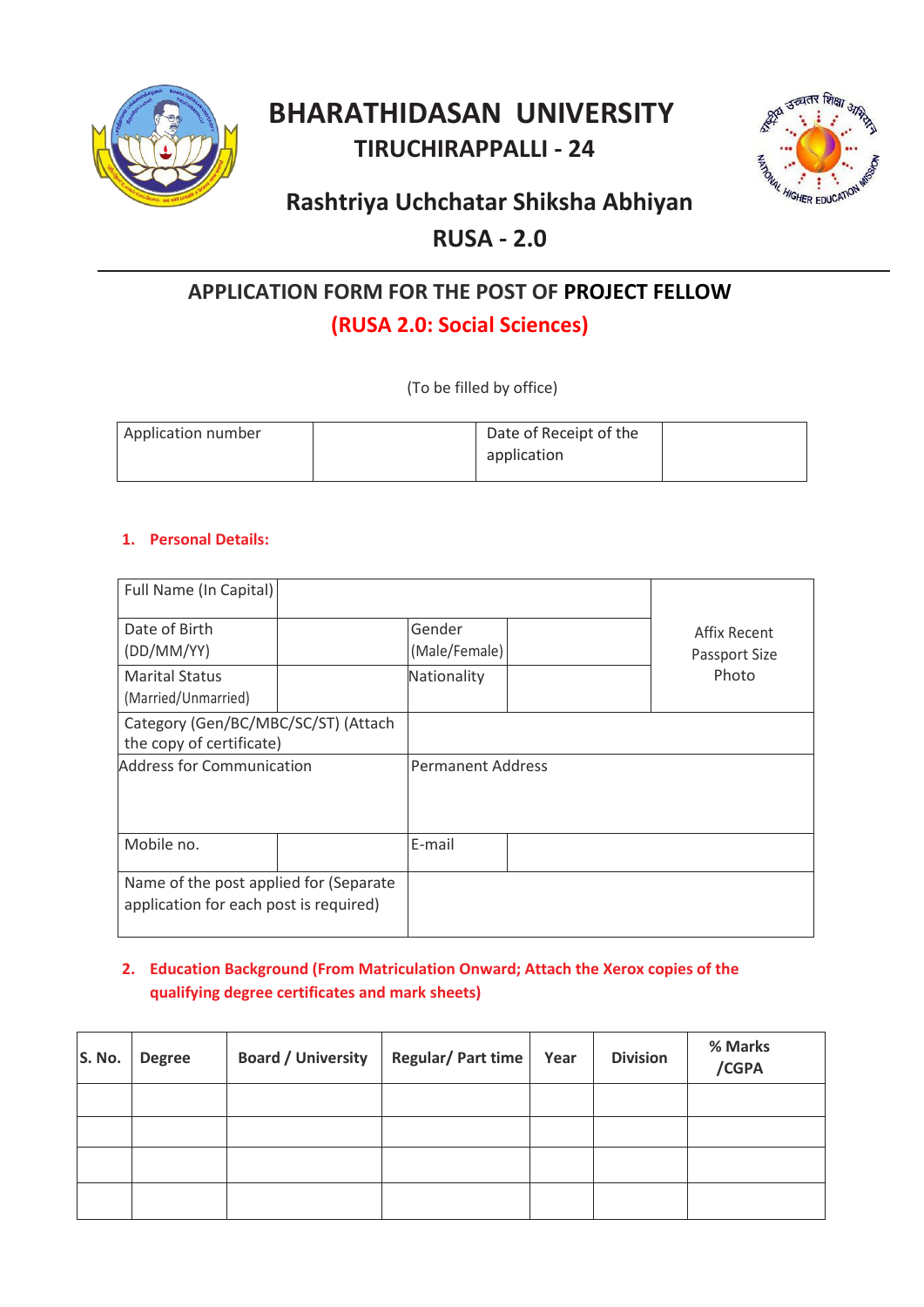# BHARATHIDASAN UNIVERSITY

## TIRUCHIRAPPALLI - 24

## Rashtriya Uchchatar Shiksha Abhiyan

## RUSA - 2.0

---

### APPLICATION FORM FOR THE POST OF **PROJECT FELLOW**

### (RUSA 2.0: Social Sciences)

(To be filled by office)

| Application number | | Date of Receipt of the application | |
|---|---|---|---|

**1. Personal Details:**

| Full Name (In Capital) | | | | Affix Recent Passport Size Photo |
|---|---|---|---|---|
| Date of Birth (DD/MM/YY) | | Gender (Male/Female) | | |
| Marital Status (Married/Unmarried) | | Nationality | | |
| Category (Gen/BC/MBC/SC/ST) (Attach the copy of certificate) | | | | |
| Address for Communication | | Permanent Address | | |
| Mobile no. | | E-mail | | |
| Name of the post applied for (Separate application for each post is required) | | | | |

**2. Education Background (From Matriculation Onward; Attach the Xerox copies of the qualifying degree certificates and mark sheets)**

| S. No. | Degree | Board / University | Regular/ Part time | Year | Division | % Marks /CGPA |
|---|---|---|---|---|---|---|
| | | | | | | |
| | | | | | | |
| | | | | | | |
| | | | | | | |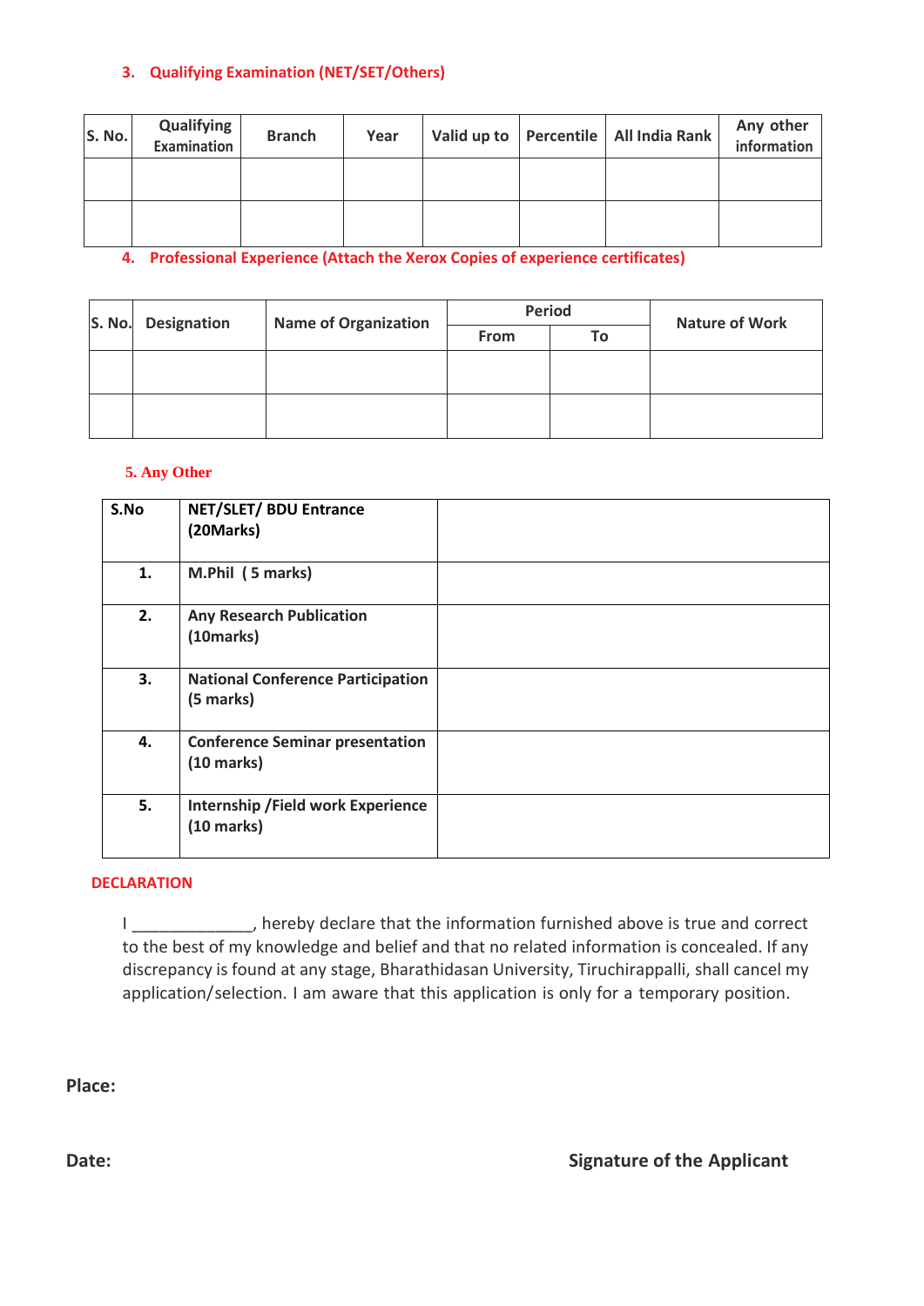### 3. Qualifying Examination (NET/SET/Others)

| S. No. | Qualifying Examination | Branch | Year | Valid up to | Percentile | All India Rank | Any other information |
|---|---|---|---|---|---|---|---|
| | | | | | | | |
| | | | | | | | |

### 4. Professional Experience (Attach the Xerox Copies of experience certificates)

| S. No. | Designation | Name of Organization | Period | | Nature of Work |
|---|---|---|---|---|---|
| | | | From | To | |
| | | | | | |
| | | | | | |

### 5. Any Other

| S.No | NET/SLET/ BDU Entrance (20Marks) | |
|---|---|---|
| 1. | M.Phil ( 5 marks) | |
| 2. | Any Research Publication (10marks) | |
| 3. | National Conference Participation (5 marks) | |
| 4. | Conference Seminar presentation (10 marks) | |
| 5. | Internship /Field work Experience (10 marks) | |

### DECLARATION

I _____________, hereby declare that the information furnished above is true and correct to the best of my knowledge and belief and that no related information is concealed. If any discrepancy is found at any stage, Bharathidasan University, Tiruchirappalli, shall cancel my application/selection. I am aware that this application is only for a temporary position.

**Place:**

**Date:** **Signature of the Applicant**